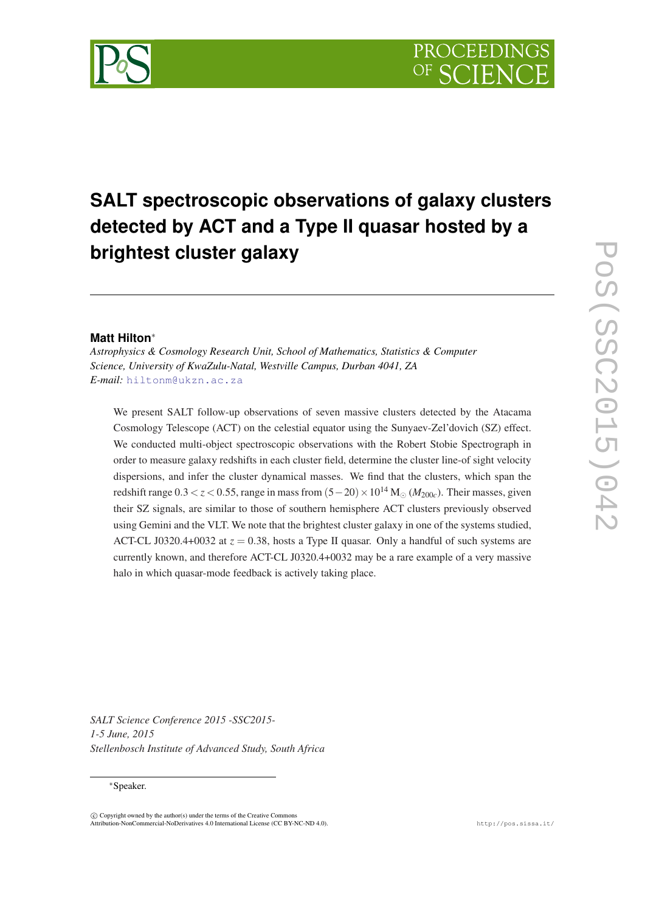# SALT spectroscopic observations of galaxy clusters detected by ACT and a Type II quasar hosted by a brightest cluster galaxy

**Matt Hilton***

*Astrophysics & Cosmology Research Unit, School of Mathematics, Statistics & Computer Science, University of KwaZulu-Natal, Westville Campus, Durban 4041, ZA*
*E-mail:* hiltonm@ukzn.ac.za

We present SALT follow-up observations of seven massive clusters detected by the Atacama Cosmology Telescope (ACT) on the celestial equator using the Sunyaev-Zel'dovich (SZ) effect. We conducted multi-object spectroscopic observations with the Robert Stobie Spectrograph in order to measure galaxy redshifts in each cluster field, determine the cluster line-of sight velocity dispersions, and infer the cluster dynamical masses. We find that the clusters, which span the redshift range $0.3 < z < 0.55$, range in mass from $(5-20) \times 10^{14}\,\mathrm{M}_{\odot}$ ($M_{200c}$). Their masses, given their SZ signals, are similar to those of southern hemisphere ACT clusters previously observed using Gemini and the VLT. We note that the brightest cluster galaxy in one of the systems studied, ACT-CL J0320.4+0032 at $z = 0.38$, hosts a Type II quasar. Only a handful of such systems are currently known, and therefore ACT-CL J0320.4+0032 may be a rare example of a very massive halo in which quasar-mode feedback is actively taking place.

*SALT Science Conference 2015 -SSC2015-*
*1-5 June, 2015*
*Stellenbosch Institute of Advanced Study, South Africa*

*Speaker.

© Copyright owned by the author(s) under the terms of the Creative Commons Attribution-NonCommercial-NoDerivatives 4.0 International License (CC BY-NC-ND 4.0).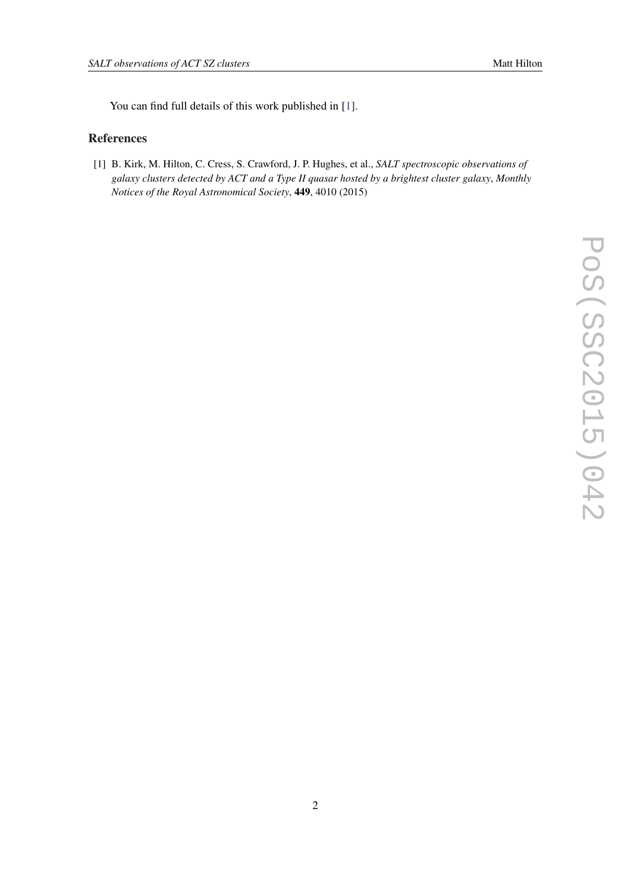You can find full details of this work published in [1].

## References

[1] B. Kirk, M. Hilton, C. Cress, S. Crawford, J. P. Hughes, et al., *SALT spectroscopic observations of galaxy clusters detected by ACT and a Type II quasar hosted by a brightest cluster galaxy*, *Monthly Notices of the Royal Astronomical Society*, **449**, 4010 (2015)